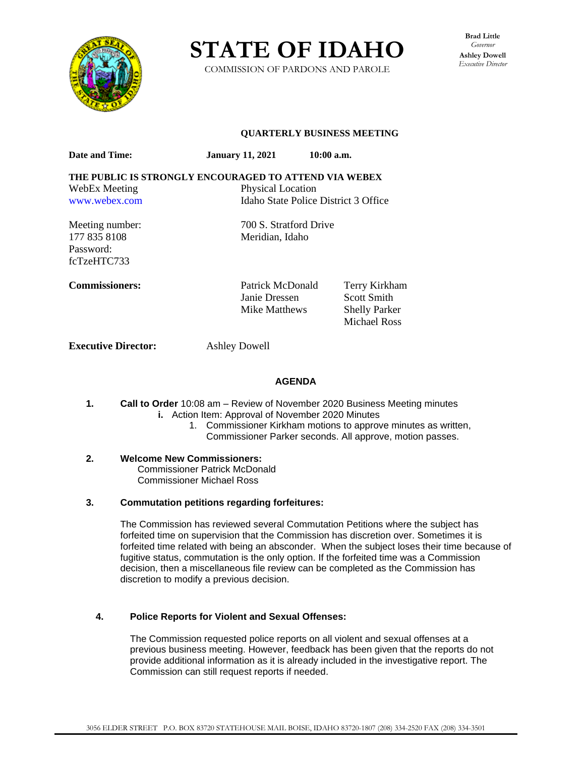# STATE OF IDAHO

COMMISSION OF PARDONS AND PAROLE

**Brad Little**
*Governor*
**Ashley Dowell**
*Executive Director*

### QUARTERLY BUSINESS MEETING

**Date and Time:** **January 11, 2021** **10:00 a.m.**

**THE PUBLIC IS STRONGLY ENCOURAGED TO ATTEND VIA WEBEX**

WebEx Meeting
www.webex.com

Meeting number:
177 835 8108
Password:
fcTzeHTC733

Physical Location
Idaho State Police District 3 Office

700 S. Stratford Drive
Meridian, Idaho

**Commissioners:** Patrick McDonald, Janie Dressen, Mike Matthews, Terry Kirkham, Scott Smith, Shelly Parker, Michael Ross

**Executive Director:** Ashley Dowell

## AGENDA

1. **Call to Order** 10:08 am – Review of November 2020 Business Meeting minutes
   - **i.** Action Item: Approval of November 2020 Minutes
     1. Commissioner Kirkham motions to approve minutes as written, Commissioner Parker seconds. All approve, motion passes.

2. **Welcome New Commissioners:**
   Commissioner Patrick McDonald
   Commissioner Michael Ross

3. **Commutation petitions regarding forfeitures:**

   The Commission has reviewed several Commutation Petitions where the subject has forfeited time on supervision that the Commission has discretion over. Sometimes it is forfeited time related with being an absconder. When the subject loses their time because of fugitive status, commutation is the only option. If the forfeited time was a Commission decision, then a miscellaneous file review can be completed as the Commission has discretion to modify a previous decision.

4. **Police Reports for Violent and Sexual Offenses:**

   The Commission requested police reports on all violent and sexual offenses at a previous business meeting. However, feedback has been given that the reports do not provide additional information as it is already included in the investigative report. The Commission can still request reports if needed.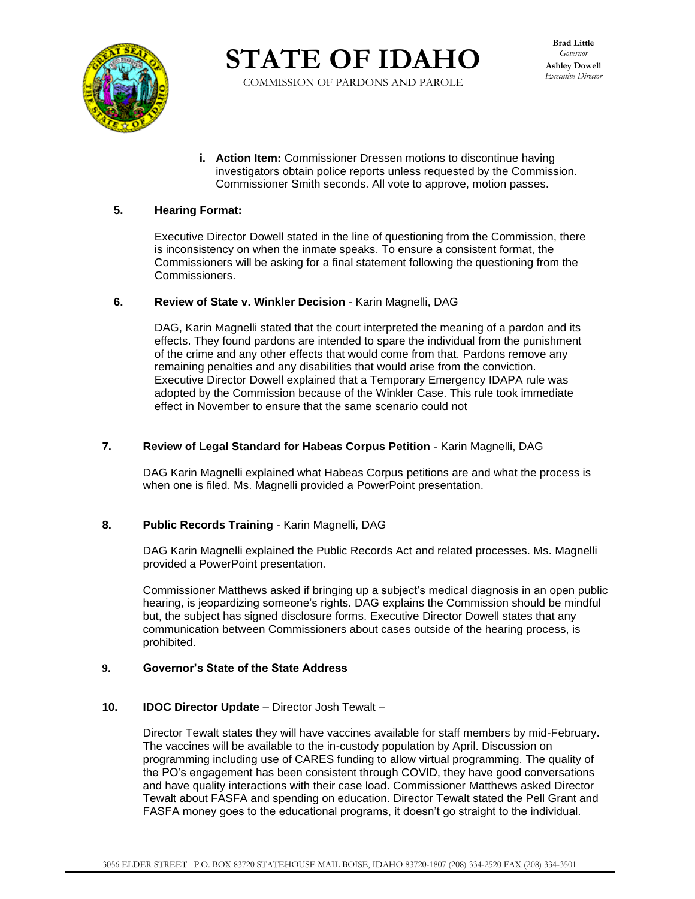i. **Action Item:** Commissioner Dressen motions to discontinue having investigators obtain police reports unless requested by the Commission. Commissioner Smith seconds. All vote to approve, motion passes.

**5. Hearing Format:**

Executive Director Dowell stated in the line of questioning from the Commission, there is inconsistency on when the inmate speaks. To ensure a consistent format, the Commissioners will be asking for a final statement following the questioning from the Commissioners.

**6. Review of State v. Winkler Decision** - Karin Magnelli, DAG

DAG, Karin Magnelli stated that the court interpreted the meaning of a pardon and its effects. They found pardons are intended to spare the individual from the punishment of the crime and any other effects that would come from that. Pardons remove any remaining penalties and any disabilities that would arise from the conviction. Executive Director Dowell explained that a Temporary Emergency IDAPA rule was adopted by the Commission because of the Winkler Case. This rule took immediate effect in November to ensure that the same scenario could not

**7. Review of Legal Standard for Habeas Corpus Petition** - Karin Magnelli, DAG

DAG Karin Magnelli explained what Habeas Corpus petitions are and what the process is when one is filed. Ms. Magnelli provided a PowerPoint presentation.

**8. Public Records Training** - Karin Magnelli, DAG

DAG Karin Magnelli explained the Public Records Act and related processes. Ms. Magnelli provided a PowerPoint presentation.

Commissioner Matthews asked if bringing up a subject's medical diagnosis in an open public hearing, is jeopardizing someone's rights. DAG explains the Commission should be mindful but, the subject has signed disclosure forms. Executive Director Dowell states that any communication between Commissioners about cases outside of the hearing process, is prohibited.

**9. Governor's State of the State Address**

**10. IDOC Director Update** – Director Josh Tewalt –

Director Tewalt states they will have vaccines available for staff members by mid-February. The vaccines will be available to the in-custody population by April. Discussion on programming including use of CARES funding to allow virtual programming. The quality of the PO's engagement has been consistent through COVID, they have good conversations and have quality interactions with their case load. Commissioner Matthews asked Director Tewalt about FASFA and spending on education. Director Tewalt stated the Pell Grant and FASFA money goes to the educational programs, it doesn't go straight to the individual.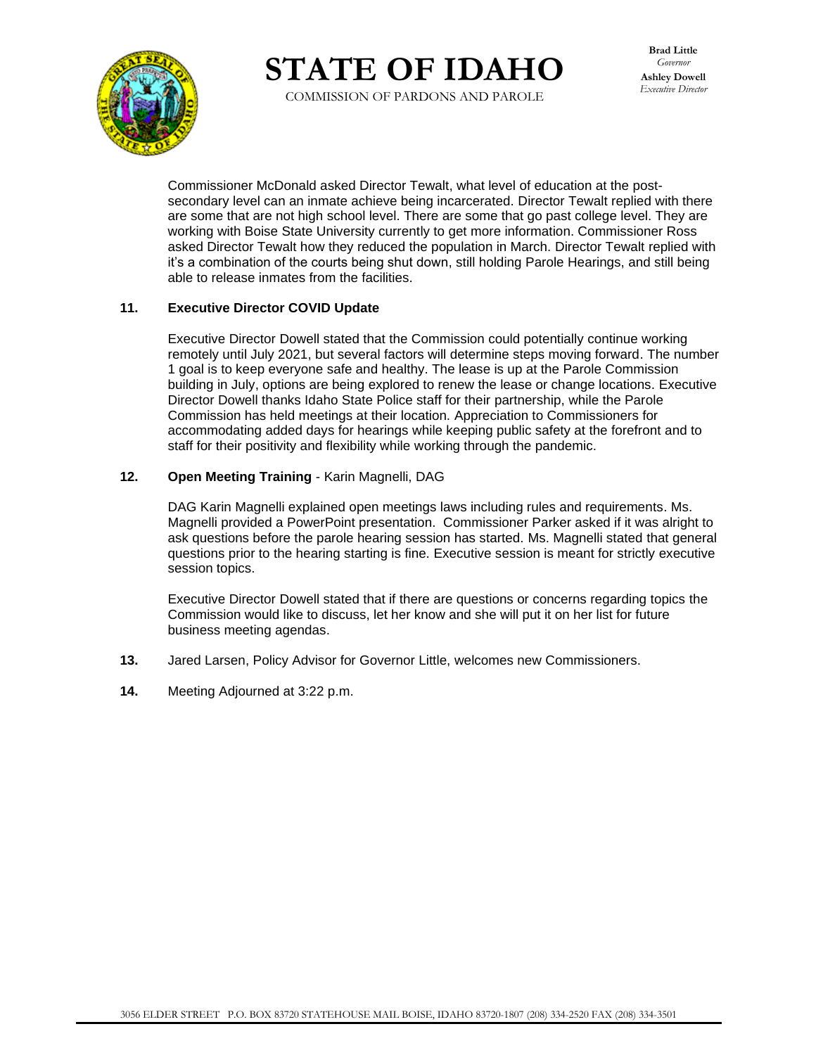Commissioner McDonald asked Director Tewalt, what level of education at the post-secondary level can an inmate achieve being incarcerated. Director Tewalt replied with there are some that are not high school level. There are some that go past college level. They are working with Boise State University currently to get more information. Commissioner Ross asked Director Tewalt how they reduced the population in March. Director Tewalt replied with it's a combination of the courts being shut down, still holding Parole Hearings, and still being able to release inmates from the facilities.

**11. Executive Director COVID Update**

Executive Director Dowell stated that the Commission could potentially continue working remotely until July 2021, but several factors will determine steps moving forward. The number 1 goal is to keep everyone safe and healthy. The lease is up at the Parole Commission building in July, options are being explored to renew the lease or change locations. Executive Director Dowell thanks Idaho State Police staff for their partnership, while the Parole Commission has held meetings at their location. Appreciation to Commissioners for accommodating added days for hearings while keeping public safety at the forefront and to staff for their positivity and flexibility while working through the pandemic.

**12. Open Meeting Training** - Karin Magnelli, DAG

DAG Karin Magnelli explained open meetings laws including rules and requirements. Ms. Magnelli provided a PowerPoint presentation. Commissioner Parker asked if it was alright to ask questions before the parole hearing session has started. Ms. Magnelli stated that general questions prior to the hearing starting is fine. Executive session is meant for strictly executive session topics.

Executive Director Dowell stated that if there are questions or concerns regarding topics the Commission would like to discuss, let her know and she will put it on her list for future business meeting agendas.

**13.** Jared Larsen, Policy Advisor for Governor Little, welcomes new Commissioners.

**14.** Meeting Adjourned at 3:22 p.m.